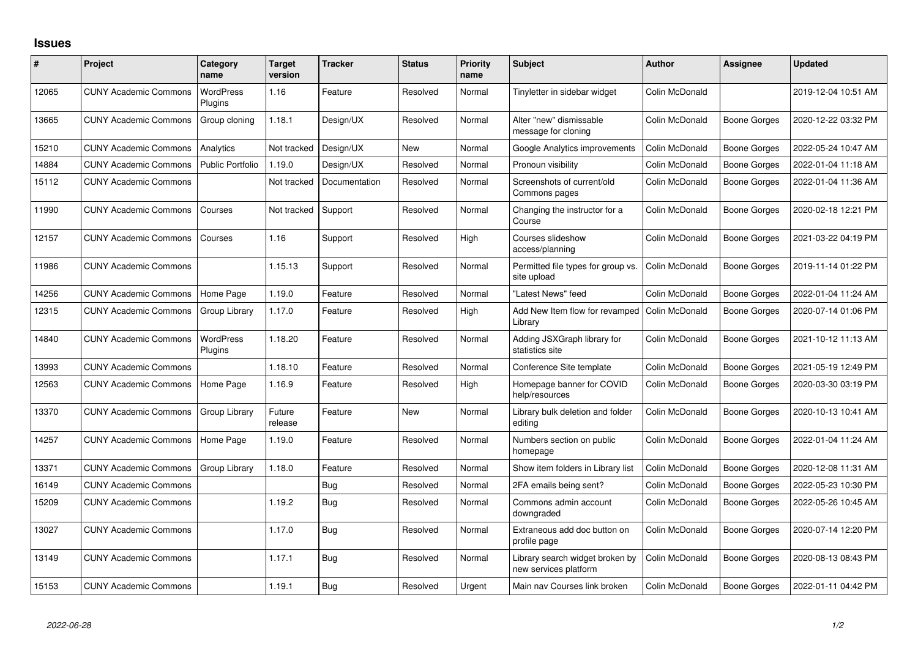# Issues

| # | Project | Category name | Target version | Tracker | Status | Priority name | Subject | Author | Assignee | Updated |
|---|---|---|---|---|---|---|---|---|---|---|
| 12065 | CUNY Academic Commons | WordPress Plugins | 1.16 | Feature | Resolved | Normal | Tinyletter in sidebar widget | Colin McDonald | | 2019-12-04 10:51 AM |
| 13665 | CUNY Academic Commons | Group cloning | 1.18.1 | Design/UX | Resolved | Normal | Alter "new" dismissable message for cloning | Colin McDonald | Boone Gorges | 2020-12-22 03:32 PM |
| 15210 | CUNY Academic Commons | Analytics | Not tracked | Design/UX | New | Normal | Google Analytics improvements | Colin McDonald | Boone Gorges | 2022-05-24 10:47 AM |
| 14884 | CUNY Academic Commons | Public Portfolio | 1.19.0 | Design/UX | Resolved | Normal | Pronoun visibility | Colin McDonald | Boone Gorges | 2022-01-04 11:18 AM |
| 15112 | CUNY Academic Commons | | Not tracked | Documentation | Resolved | Normal | Screenshots of current/old Commons pages | Colin McDonald | Boone Gorges | 2022-01-04 11:36 AM |
| 11990 | CUNY Academic Commons | Courses | Not tracked | Support | Resolved | Normal | Changing the instructor for a Course | Colin McDonald | Boone Gorges | 2020-02-18 12:21 PM |
| 12157 | CUNY Academic Commons | Courses | 1.16 | Support | Resolved | High | Courses slideshow access/planning | Colin McDonald | Boone Gorges | 2021-03-22 04:19 PM |
| 11986 | CUNY Academic Commons | | 1.15.13 | Support | Resolved | Normal | Permitted file types for group vs. site upload | Colin McDonald | Boone Gorges | 2019-11-14 01:22 PM |
| 14256 | CUNY Academic Commons | Home Page | 1.19.0 | Feature | Resolved | Normal | "Latest News" feed | Colin McDonald | Boone Gorges | 2022-01-04 11:24 AM |
| 12315 | CUNY Academic Commons | Group Library | 1.17.0 | Feature | Resolved | High | Add New Item flow for revamped Library | Colin McDonald | Boone Gorges | 2020-07-14 01:06 PM |
| 14840 | CUNY Academic Commons | WordPress Plugins | 1.18.20 | Feature | Resolved | Normal | Adding JSXGraph library for statistics site | Colin McDonald | Boone Gorges | 2021-10-12 11:13 AM |
| 13993 | CUNY Academic Commons | | 1.18.10 | Feature | Resolved | Normal | Conference Site template | Colin McDonald | Boone Gorges | 2021-05-19 12:49 PM |
| 12563 | CUNY Academic Commons | Home Page | 1.16.9 | Feature | Resolved | High | Homepage banner for COVID help/resources | Colin McDonald | Boone Gorges | 2020-03-30 03:19 PM |
| 13370 | CUNY Academic Commons | Group Library | Future release | Feature | New | Normal | Library bulk deletion and folder editing | Colin McDonald | Boone Gorges | 2020-10-13 10:41 AM |
| 14257 | CUNY Academic Commons | Home Page | 1.19.0 | Feature | Resolved | Normal | Numbers section on public homepage | Colin McDonald | Boone Gorges | 2022-01-04 11:24 AM |
| 13371 | CUNY Academic Commons | Group Library | 1.18.0 | Feature | Resolved | Normal | Show item folders in Library list | Colin McDonald | Boone Gorges | 2020-12-08 11:31 AM |
| 16149 | CUNY Academic Commons | | | Bug | Resolved | Normal | 2FA emails being sent? | Colin McDonald | Boone Gorges | 2022-05-23 10:30 PM |
| 15209 | CUNY Academic Commons | | 1.19.2 | Bug | Resolved | Normal | Commons admin account downgraded | Colin McDonald | Boone Gorges | 2022-05-26 10:45 AM |
| 13027 | CUNY Academic Commons | | 1.17.0 | Bug | Resolved | Normal | Extraneous add doc button on profile page | Colin McDonald | Boone Gorges | 2020-07-14 12:20 PM |
| 13149 | CUNY Academic Commons | | 1.17.1 | Bug | Resolved | Normal | Library search widget broken by new services platform | Colin McDonald | Boone Gorges | 2020-08-13 08:43 PM |
| 15153 | CUNY Academic Commons | | 1.19.1 | Bug | Resolved | Urgent | Main nav Courses link broken | Colin McDonald | Boone Gorges | 2022-01-11 04:42 PM |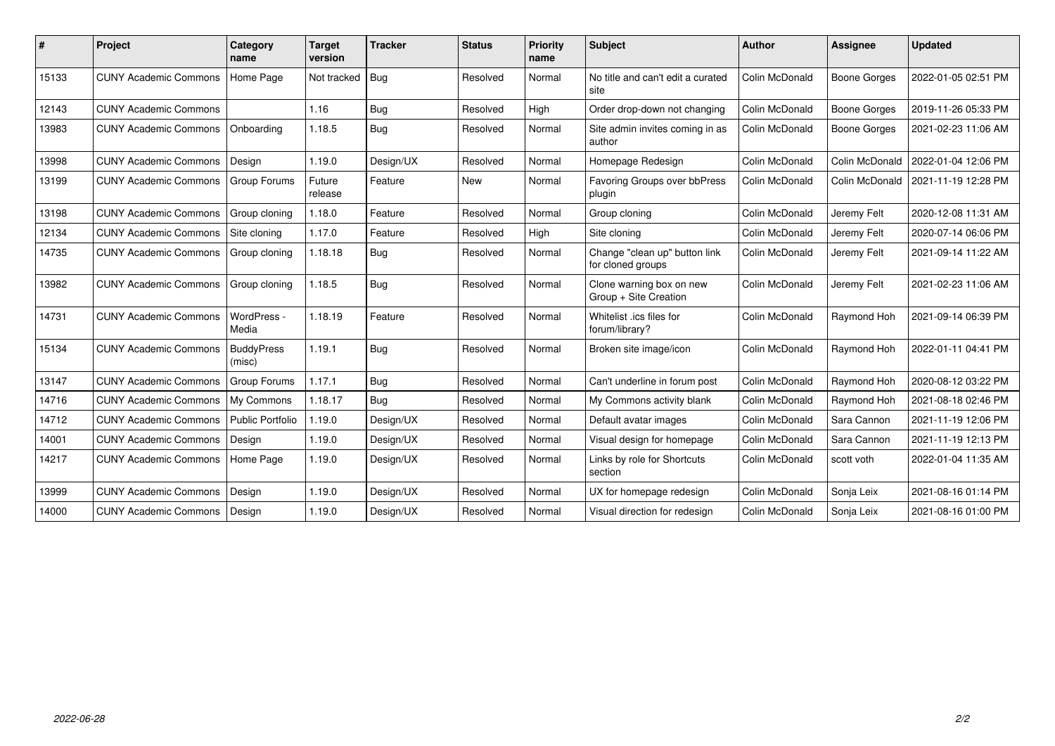| # | Project | Category name | Target version | Tracker | Status | Priority name | Subject | Author | Assignee | Updated |
|---|---|---|---|---|---|---|---|---|---|---|
| 15133 | CUNY Academic Commons | Home Page | Not tracked | Bug | Resolved | Normal | No title and can't edit a curated site | Colin McDonald | Boone Gorges | 2022-01-05 02:51 PM |
| 12143 | CUNY Academic Commons | | 1.16 | Bug | Resolved | High | Order drop-down not changing | Colin McDonald | Boone Gorges | 2019-11-26 05:33 PM |
| 13983 | CUNY Academic Commons | Onboarding | 1.18.5 | Bug | Resolved | Normal | Site admin invites coming in as author | Colin McDonald | Boone Gorges | 2021-02-23 11:06 AM |
| 13998 | CUNY Academic Commons | Design | 1.19.0 | Design/UX | Resolved | Normal | Homepage Redesign | Colin McDonald | Colin McDonald | 2022-01-04 12:06 PM |
| 13199 | CUNY Academic Commons | Group Forums | Future release | Feature | New | Normal | Favoring Groups over bbPress plugin | Colin McDonald | Colin McDonald | 2021-11-19 12:28 PM |
| 13198 | CUNY Academic Commons | Group cloning | 1.18.0 | Feature | Resolved | Normal | Group cloning | Colin McDonald | Jeremy Felt | 2020-12-08 11:31 AM |
| 12134 | CUNY Academic Commons | Site cloning | 1.17.0 | Feature | Resolved | High | Site cloning | Colin McDonald | Jeremy Felt | 2020-07-14 06:06 PM |
| 14735 | CUNY Academic Commons | Group cloning | 1.18.18 | Bug | Resolved | Normal | Change "clean up" button link for cloned groups | Colin McDonald | Jeremy Felt | 2021-09-14 11:22 AM |
| 13982 | CUNY Academic Commons | Group cloning | 1.18.5 | Bug | Resolved | Normal | Clone warning box on new Group + Site Creation | Colin McDonald | Jeremy Felt | 2021-02-23 11:06 AM |
| 14731 | CUNY Academic Commons | WordPress - Media | 1.18.19 | Feature | Resolved | Normal | Whitelist .ics files for forum/library? | Colin McDonald | Raymond Hoh | 2021-09-14 06:39 PM |
| 15134 | CUNY Academic Commons | BuddyPress (misc) | 1.19.1 | Bug | Resolved | Normal | Broken site image/icon | Colin McDonald | Raymond Hoh | 2022-01-11 04:41 PM |
| 13147 | CUNY Academic Commons | Group Forums | 1.17.1 | Bug | Resolved | Normal | Can't underline in forum post | Colin McDonald | Raymond Hoh | 2020-08-12 03:22 PM |
| 14716 | CUNY Academic Commons | My Commons | 1.18.17 | Bug | Resolved | Normal | My Commons activity blank | Colin McDonald | Raymond Hoh | 2021-08-18 02:46 PM |
| 14712 | CUNY Academic Commons | Public Portfolio | 1.19.0 | Design/UX | Resolved | Normal | Default avatar images | Colin McDonald | Sara Cannon | 2021-11-19 12:06 PM |
| 14001 | CUNY Academic Commons | Design | 1.19.0 | Design/UX | Resolved | Normal | Visual design for homepage | Colin McDonald | Sara Cannon | 2021-11-19 12:13 PM |
| 14217 | CUNY Academic Commons | Home Page | 1.19.0 | Design/UX | Resolved | Normal | Links by role for Shortcuts section | Colin McDonald | scott voth | 2022-01-04 11:35 AM |
| 13999 | CUNY Academic Commons | Design | 1.19.0 | Design/UX | Resolved | Normal | UX for homepage redesign | Colin McDonald | Sonja Leix | 2021-08-16 01:14 PM |
| 14000 | CUNY Academic Commons | Design | 1.19.0 | Design/UX | Resolved | Normal | Visual direction for redesign | Colin McDonald | Sonja Leix | 2021-08-16 01:00 PM |